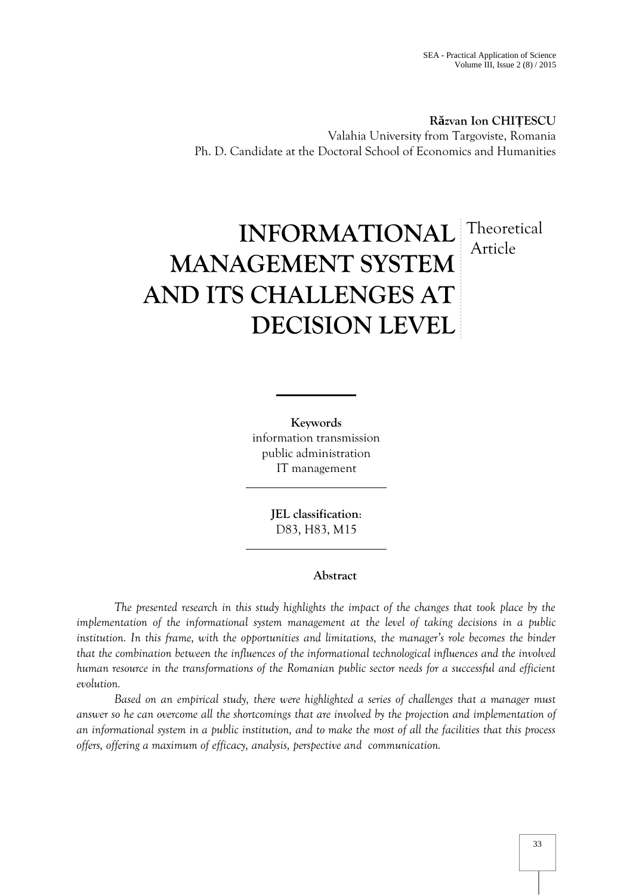**Răzvan Ion CHIȚESCU**
Valahia University from Targoviste, Romania
Ph. D. Candidate at the Doctoral School of Economics and Humanities

# INFORMATIONAL MANAGEMENT SYSTEM AND ITS CHALLENGES AT DECISION LEVEL

Theoretical Article

**Keywords**
information transmission
public administration
IT management

**JEL classification:**
D83, H83, M15

**Abstract**

*The presented research in this study highlights the impact of the changes that took place by the implementation of the informational system management at the level of taking decisions in a public institution. In this frame, with the opportunities and limitations, the manager's role becomes the binder that the combination between the influences of the informational technological influences and the involved human resource in the transformations of the Romanian public sector needs for a successful and efficient evolution.*

*Based on an empirical study, there were highlighted a series of challenges that a manager must answer so he can overcome all the shortcomings that are involved by the projection and implementation of an informational system in a public institution, and to make the most of all the facilities that this process offers, offering a maximum of efficacy, analysis, perspective and communication.*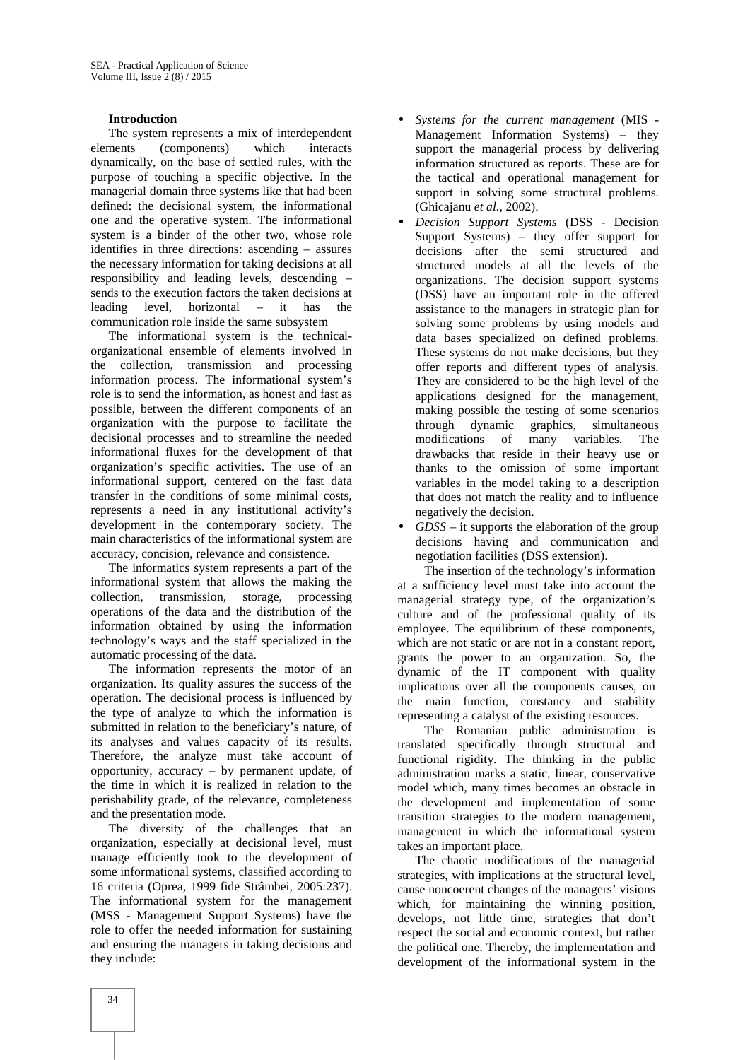**Introduction**

The system represents a mix of interdependent elements (components) which interacts dynamically, on the base of settled rules, with the purpose of touching a specific objective. In the managerial domain three systems like that had been defined: the decisional system, the informational one and the operative system. The informational system is a binder of the other two, whose role identifies in three directions: ascending – assures the necessary information for taking decisions at all responsibility and leading levels, descending – sends to the execution factors the taken decisions at leading level, horizontal – it has the communication role inside the same subsystem

The informational system is the technical-organizational ensemble of elements involved in the collection, transmission and processing information process. The informational system's role is to send the information, as honest and fast as possible, between the different components of an organization with the purpose to facilitate the decisional processes and to streamline the needed informational fluxes for the development of that organization's specific activities. The use of an informational support, centered on the fast data transfer in the conditions of some minimal costs, represents a need in any institutional activity's development in the contemporary society. The main characteristics of the informational system are accuracy, concision, relevance and consistence.

The informatics system represents a part of the informational system that allows the making the collection, transmission, storage, processing operations of the data and the distribution of the information obtained by using the information technology's ways and the staff specialized in the automatic processing of the data.

The information represents the motor of an organization. Its quality assures the success of the operation. The decisional process is influenced by the type of analyze to which the information is submitted in relation to the beneficiary's nature, of its analyses and values capacity of its results. Therefore, the analyze must take account of opportunity, accuracy – by permanent update, of the time in which it is realized in relation to the perishability grade, of the relevance, completeness and the presentation mode.

The diversity of the challenges that an organization, especially at decisional level, must manage efficiently took to the development of some informational systems, classified according to 16 criteria (Oprea, 1999 fide Strâmbei, 2005:237). The informational system for the management (MSS - Management Support Systems) have the role to offer the needed information for sustaining and ensuring the managers in taking decisions and they include:

- *Systems for the current management* (MIS - Management Information Systems) – they support the managerial process by delivering information structured as reports. These are for the tactical and operational management for support in solving some structural problems. (Ghicajanu *et al.*, 2002).
- *Decision Support Systems* (DSS - Decision Support Systems) – they offer support for decisions after the semi structured and structured models at all the levels of the organizations. The decision support systems (DSS) have an important role in the offered assistance to the managers in strategic plan for solving some problems by using models and data bases specialized on defined problems. These systems do not make decisions, but they offer reports and different types of analysis. They are considered to be the high level of the applications designed for the management, making possible the testing of some scenarios through dynamic graphics, simultaneous modifications of many variables. The drawbacks that reside in their heavy use or thanks to the omission of some important variables in the model taking to a description that does not match the reality and to influence negatively the decision.
- *GDSS* – it supports the elaboration of the group decisions having and communication and negotiation facilities (DSS extension).

The insertion of the technology's information at a sufficiency level must take into account the managerial strategy type, of the organization's culture and of the professional quality of its employee. The equilibrium of these components, which are not static or are not in a constant report, grants the power to an organization. So, the dynamic of the IT component with quality implications over all the components causes, on the main function, constancy and stability representing a catalyst of the existing resources.

The Romanian public administration is translated specifically through structural and functional rigidity. The thinking in the public administration marks a static, linear, conservative model which, many times becomes an obstacle in the development and implementation of some transition strategies to the modern management, management in which the informational system takes an important place.

The chaotic modifications of the managerial strategies, with implications at the structural level, cause noncoerent changes of the managers' visions which, for maintaining the winning position, develops, not little time, strategies that don't respect the social and economic context, but rather the political one. Thereby, the implementation and development of the informational system in the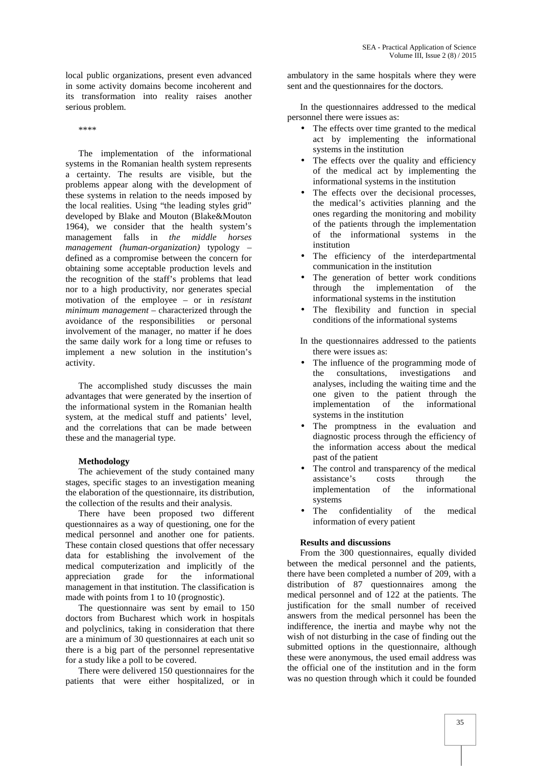local public organizations, present even advanced in some activity domains become incoherent and its transformation into reality raises another serious problem.

****

The implementation of the informational systems in the Romanian health system represents a certainty. The results are visible, but the problems appear along with the development of these systems in relation to the needs imposed by the local realities. Using "the leading styles grid" developed by Blake and Mouton (Blake&Mouton 1964), we consider that the health system's management falls in *the middle horses management (human-organization)* typology – defined as a compromise between the concern for obtaining some acceptable production levels and the recognition of the staff's problems that lead nor to a high productivity, nor generates special motivation of the employee – or in *resistant minimum management* – characterized through the avoidance of the responsibilities or personal involvement of the manager, no matter if he does the same daily work for a long time or refuses to implement a new solution in the institution's activity.

The accomplished study discusses the main advantages that were generated by the insertion of the informational system in the Romanian health system, at the medical stuff and patients' level, and the correlations that can be made between these and the managerial type.

### Methodology

The achievement of the study contained many stages, specific stages to an investigation meaning the elaboration of the questionnaire, its distribution, the collection of the results and their analysis.

There have been proposed two different questionnaires as a way of questioning, one for the medical personnel and another one for patients. These contain closed questions that offer necessary data for establishing the involvement of the medical computerization and implicitly of the appreciation grade for the informational management in that institution. The classification is made with points from 1 to 10 (prognostic).

The questionnaire was sent by email to 150 doctors from Bucharest which work in hospitals and polyclinics, taking in consideration that there are a minimum of 30 questionnaires at each unit so there is a big part of the personnel representative for a study like a poll to be covered.

There were delivered 150 questionnaires for the patients that were either hospitalized, or in ambulatory in the same hospitals where they were sent and the questionnaires for the doctors.

In the questionnaires addressed to the medical personnel there were issues as:

- The effects over time granted to the medical act by implementing the informational systems in the institution
- The effects over the quality and efficiency of the medical act by implementing the informational systems in the institution
- The effects over the decisional processes, the medical's activities planning and the ones regarding the monitoring and mobility of the patients through the implementation of the informational systems in the institution
- The efficiency of the interdepartmental communication in the institution
- The generation of better work conditions through the implementation of the informational systems in the institution
- The flexibility and function in special conditions of the informational systems

In the questionnaires addressed to the patients there were issues as:

- The influence of the programming mode of the consultations, investigations and analyses, including the waiting time and the one given to the patient through the implementation of the informational systems in the institution
- The promptness in the evaluation and diagnostic process through the efficiency of the information access about the medical past of the patient
- The control and transparency of the medical assistance's costs through the implementation of the informational systems
- The confidentiality of the medical information of every patient

### Results and discussions

From the 300 questionnaires, equally divided between the medical personnel and the patients, there have been completed a number of 209, with a distribution of 87 questionnaires among the medical personnel and of 122 at the patients. The justification for the small number of received answers from the medical personnel has been the indifference, the inertia and maybe why not the wish of not disturbing in the case of finding out the submitted options in the questionnaire, although these were anonymous, the used email address was the official one of the institution and in the form was no question through which it could be founded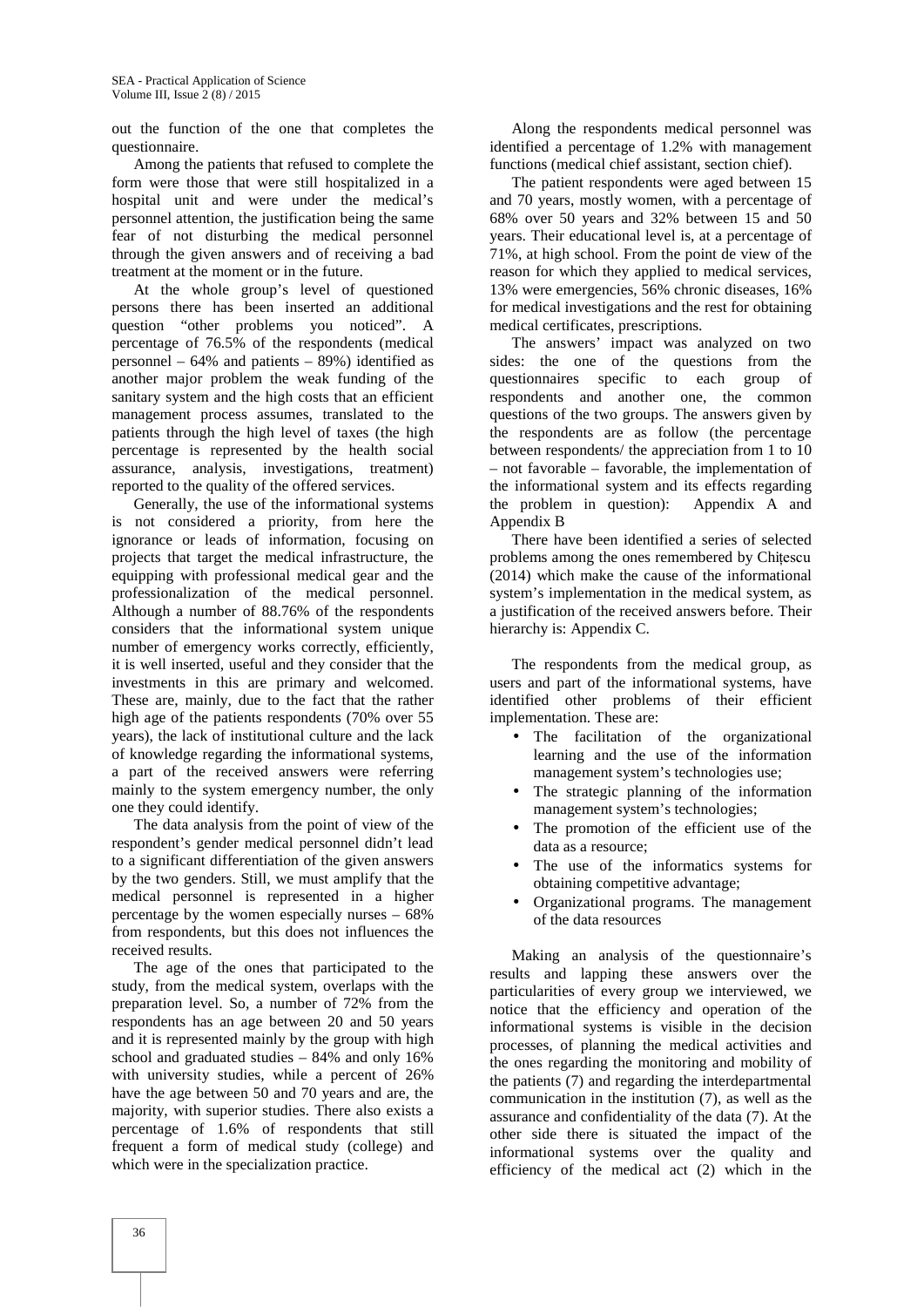out the function of the one that completes the questionnaire.

Among the patients that refused to complete the form were those that were still hospitalized in a hospital unit and were under the medical's personnel attention, the justification being the same fear of not disturbing the medical personnel through the given answers and of receiving a bad treatment at the moment or in the future.

At the whole group's level of questioned persons there has been inserted an additional question "other problems you noticed". A percentage of 76.5% of the respondents (medical personnel – 64% and patients – 89%) identified as another major problem the weak funding of the sanitary system and the high costs that an efficient management process assumes, translated to the patients through the high level of taxes (the high percentage is represented by the health social assurance, analysis, investigations, treatment) reported to the quality of the offered services.

Generally, the use of the informational systems is not considered a priority, from here the ignorance or leads of information, focusing on projects that target the medical infrastructure, the equipping with professional medical gear and the professionalization of the medical personnel. Although a number of 88.76% of the respondents considers that the informational system unique number of emergency works correctly, efficiently, it is well inserted, useful and they consider that the investments in this are primary and welcomed. These are, mainly, due to the fact that the rather high age of the patients respondents (70% over 55 years), the lack of institutional culture and the lack of knowledge regarding the informational systems, a part of the received answers were referring mainly to the system emergency number, the only one they could identify.

The data analysis from the point of view of the respondent's gender medical personnel didn't lead to a significant differentiation of the given answers by the two genders. Still, we must amplify that the medical personnel is represented in a higher percentage by the women especially nurses – 68% from respondents, but this does not influences the received results.

The age of the ones that participated to the study, from the medical system, overlaps with the preparation level. So, a number of 72% from the respondents has an age between 20 and 50 years and it is represented mainly by the group with high school and graduated studies – 84% and only 16% with university studies, while a percent of 26% have the age between 50 and 70 years and are, the majority, with superior studies. There also exists a percentage of 1.6% of respondents that still frequent a form of medical study (college) and which were in the specialization practice.

Along the respondents medical personnel was identified a percentage of 1.2% with management functions (medical chief assistant, section chief).

The patient respondents were aged between 15 and 70 years, mostly women, with a percentage of 68% over 50 years and 32% between 15 and 50 years. Their educational level is, at a percentage of 71%, at high school. From the point de view of the reason for which they applied to medical services, 13% were emergencies, 56% chronic diseases, 16% for medical investigations and the rest for obtaining medical certificates, prescriptions.

The answers' impact was analyzed on two sides: the one of the questions from the questionnaires specific to each group of respondents and another one, the common questions of the two groups. The answers given by the respondents are as follow (the percentage between respondents/ the appreciation from 1 to 10 – not favorable – favorable, the implementation of the informational system and its effects regarding the problem in question): Appendix A and Appendix B

There have been identified a series of selected problems among the ones remembered by Chițescu (2014) which make the cause of the informational system's implementation in the medical system, as a justification of the received answers before. Their hierarchy is: Appendix C.

The respondents from the medical group, as users and part of the informational systems, have identified other problems of their efficient implementation. These are:

- The facilitation of the organizational learning and the use of the information management system's technologies use;
- The strategic planning of the information management system's technologies;
- The promotion of the efficient use of the data as a resource;
- The use of the informatics systems for obtaining competitive advantage;
- Organizational programs. The management of the data resources

Making an analysis of the questionnaire's results and lapping these answers over the particularities of every group we interviewed, we notice that the efficiency and operation of the informational systems is visible in the decision processes, of planning the medical activities and the ones regarding the monitoring and mobility of the patients (7) and regarding the interdepartmental communication in the institution (7), as well as the assurance and confidentiality of the data (7). At the other side there is situated the impact of the informational systems over the quality and efficiency of the medical act (2) which in the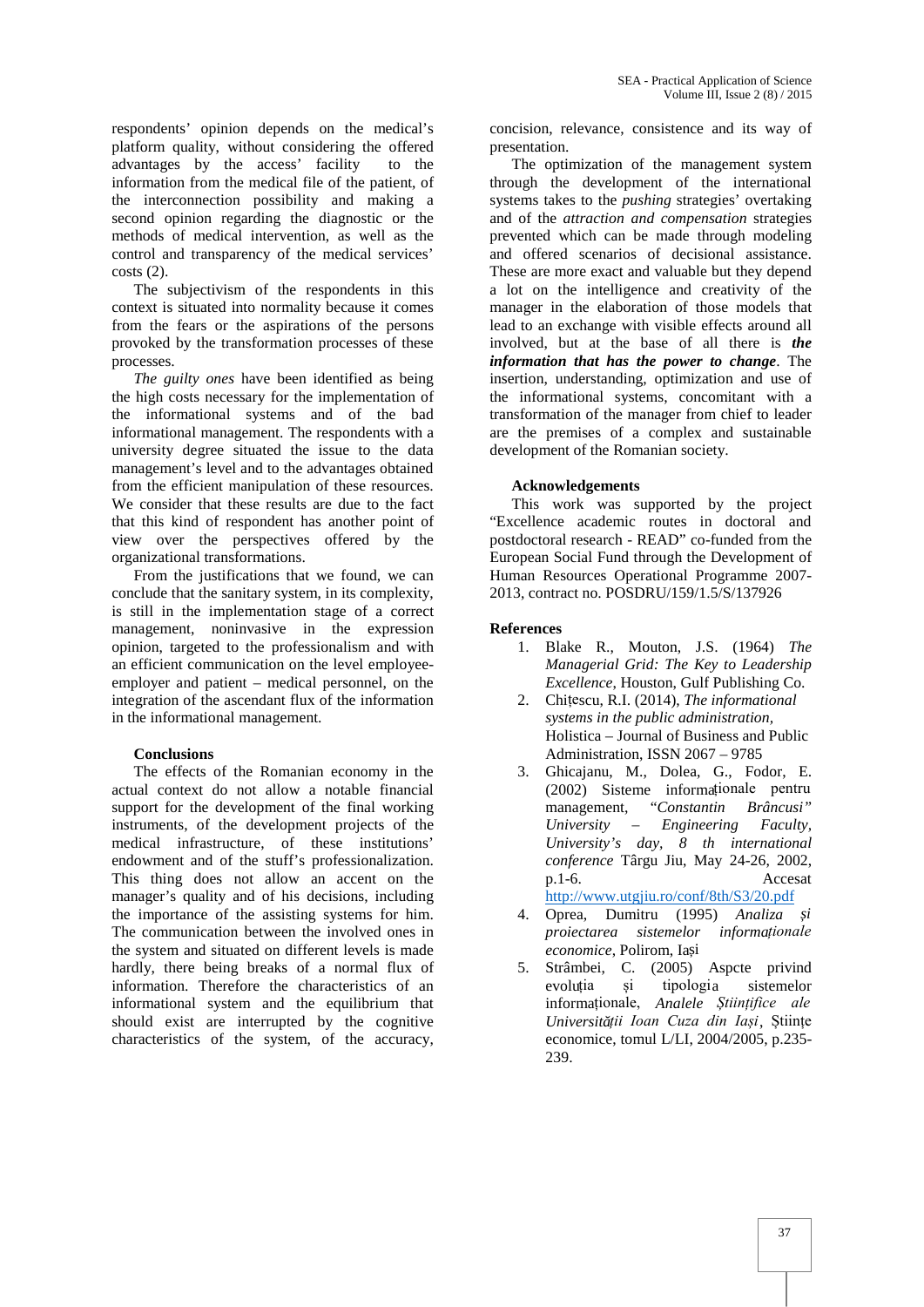respondents' opinion depends on the medical's platform quality, without considering the offered advantages by the access' facility to the information from the medical file of the patient, of the interconnection possibility and making a second opinion regarding the diagnostic or the methods of medical intervention, as well as the control and transparency of the medical services' costs (2).

The subjectivism of the respondents in this context is situated into normality because it comes from the fears or the aspirations of the persons provoked by the transformation processes of these processes.

*The guilty ones* have been identified as being the high costs necessary for the implementation of the informational systems and of the bad informational management. The respondents with a university degree situated the issue to the data management's level and to the advantages obtained from the efficient manipulation of these resources. We consider that these results are due to the fact that this kind of respondent has another point of view over the perspectives offered by the organizational transformations.

From the justifications that we found, we can conclude that the sanitary system, in its complexity, is still in the implementation stage of a correct management, noninvasive in the expression opinion, targeted to the professionalism and with an efficient communication on the level employee-employer and patient – medical personnel, on the integration of the ascendant flux of the information in the informational management.

### Conclusions

The effects of the Romanian economy in the actual context do not allow a notable financial support for the development of the final working instruments, of the development projects of the medical infrastructure, of these institutions' endowment and of the stuff's professionalization. This thing does not allow an accent on the manager's quality and of his decisions, including the importance of the assisting systems for him. The communication between the involved ones in the system and situated on different levels is made hardly, there being breaks of a normal flux of information. Therefore the characteristics of an informational system and the equilibrium that should exist are interrupted by the cognitive characteristics of the system, of the accuracy, concision, relevance, consistence and its way of presentation.

The optimization of the management system through the development of the international systems takes to the *pushing* strategies' overtaking and of the *attraction and compensation* strategies prevented which can be made through modeling and offered scenarios of decisional assistance. These are more exact and valuable but they depend a lot on the intelligence and creativity of the manager in the elaboration of those models that lead to an exchange with visible effects around all involved, but at the base of all there is ***the information that has the power to change***. The insertion, understanding, optimization and use of the informational systems, concomitant with a transformation of the manager from chief to leader are the premises of a complex and sustainable development of the Romanian society.

### Acknowledgements

This work was supported by the project "Excellence academic routes in doctoral and postdoctoral research - READ" co-funded from the European Social Fund through the Development of Human Resources Operational Programme 2007-2013, contract no. POSDRU/159/1.5/S/137926

### References

1. Blake R., Mouton, J.S. (1964) *The Managerial Grid: The Key to Leadership Excellence*, Houston, Gulf Publishing Co.
2. Chițescu, R.I. (2014), *The informational systems in the public administration,* Holistica – Journal of Business and Public Administration, ISSN 2067 – 9785
3. Ghicajanu, M., Dolea, G., Fodor, E. (2002) Sisteme informaționale pentru management, *"Constantin Brâncusi" University – Engineering Faculty, University's day, 8 th international conference* Târgu Jiu, May 24-26, 2002, p.1-6. Accesat http://www.utgjiu.ro/conf/8th/S3/20.pdf
4. Oprea, Dumitru (1995) *Analiza și proiectarea sistemelor informaționale economice*, Polirom, Iași
5. Strâmbei, C. (2005) Aspcte privind evoluția și tipologia sistemelor informaționale, *Analele Științifice ale Universității Ioan Cuza din Iași*, Științe economice, tomul L/LI, 2004/2005, p.235-239.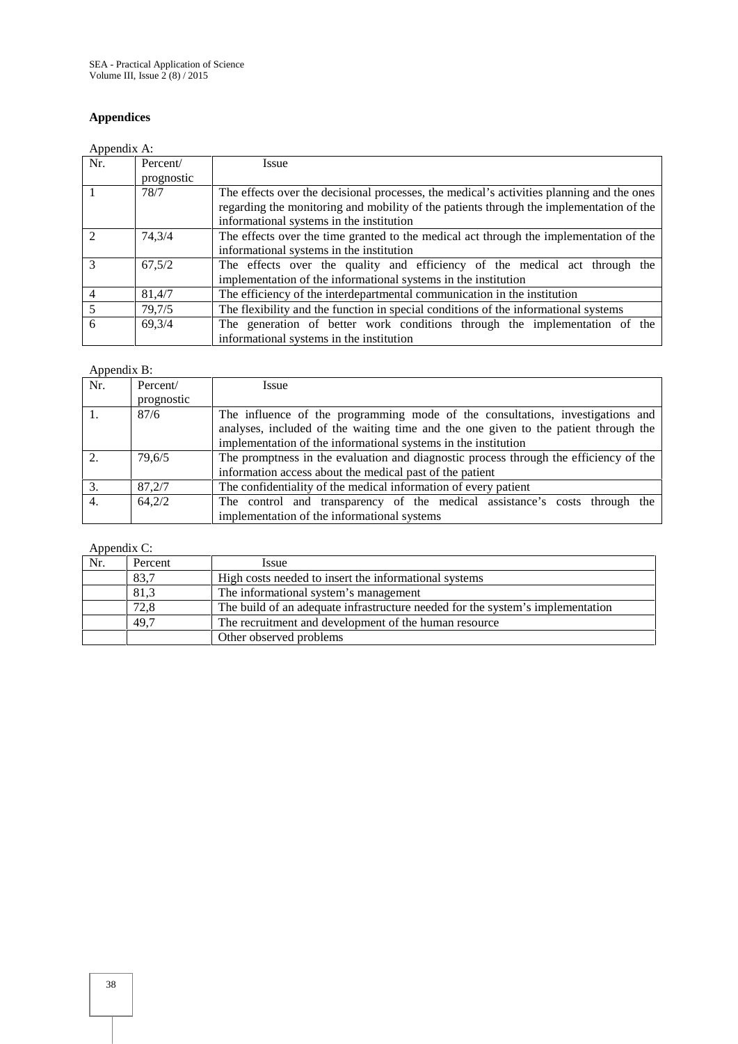## Appendices

Appendix A:

| Nr. | Percent/ prognostic | Issue |
|---|---|---|
| 1 | 78/7 | The effects over the decisional processes, the medical's activities planning and the ones regarding the monitoring and mobility of the patients through the implementation of the informational systems in the institution |
| 2 | 74,3/4 | The effects over the time granted to the medical act through the implementation of the informational systems in the institution |
| 3 | 67,5/2 | The effects over the quality and efficiency of the medical act through the implementation of the informational systems in the institution |
| 4 | 81,4/7 | The efficiency of the interdepartmental communication in the institution |
| 5 | 79,7/5 | The flexibility and the function in special conditions of the informational systems |
| 6 | 69,3/4 | The generation of better work conditions through the implementation of the informational systems in the institution |

Appendix B:

| Nr. | Percent/ prognostic | Issue |
|---|---|---|
| 1. | 87/6 | The influence of the programming mode of the consultations, investigations and analyses, included of the waiting time and the one given to the patient through the implementation of the informational systems in the institution |
| 2. | 79,6/5 | The promptness in the evaluation and diagnostic process through the efficiency of the information access about the medical past of the patient |
| 3. | 87,2/7 | The confidentiality of the medical information of every patient |
| 4. | 64,2/2 | The control and transparency of the medical assistance's costs through the implementation of the informational systems |

Appendix C:

| Nr. | Percent | Issue |
|---|---|---|
| | 83,7 | High costs needed to insert the informational systems |
| | 81,3 | The informational system's management |
| | 72,8 | The build of an adequate infrastructure needed for the system's implementation |
| | 49,7 | The recruitment and development of the human resource |
| | | Other observed problems |